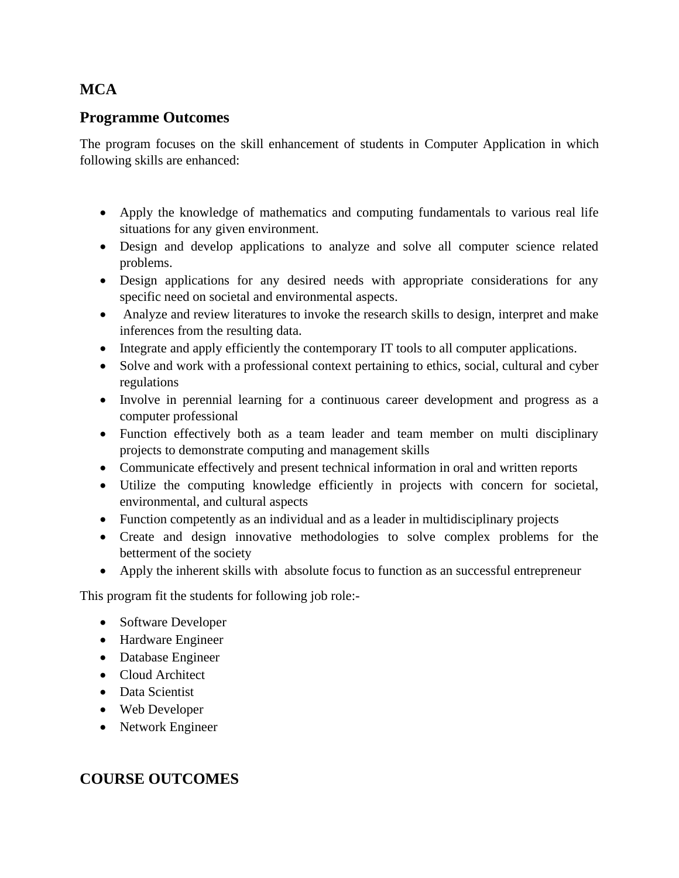# MCA

## Programme Outcomes

The program focuses on the skill enhancement of students in Computer Application in which following skills are enhanced:

- Apply the knowledge of mathematics and computing fundamentals to various real life situations for any given environment.
- Design and develop applications to analyze and solve all computer science related problems.
- Design applications for any desired needs with appropriate considerations for any specific need on societal and environmental aspects.
- Analyze and review literatures to invoke the research skills to design, interpret and make inferences from the resulting data.
- Integrate and apply efficiently the contemporary IT tools to all computer applications.
- Solve and work with a professional context pertaining to ethics, social, cultural and cyber regulations
- Involve in perennial learning for a continuous career development and progress as a computer professional
- Function effectively both as a team leader and team member on multi disciplinary projects to demonstrate computing and management skills
- Communicate effectively and present technical information in oral and written reports
- Utilize the computing knowledge efficiently in projects with concern for societal, environmental, and cultural aspects
- Function competently as an individual and as a leader in multidisciplinary projects
- Create and design innovative methodologies to solve complex problems for the betterment of the society
- Apply the inherent skills with absolute focus to function as an successful entrepreneur

This program fit the students for following job role:-

- Software Developer
- Hardware Engineer
- Database Engineer
- Cloud Architect
- Data Scientist
- Web Developer
- Network Engineer

## COURSE OUTCOMES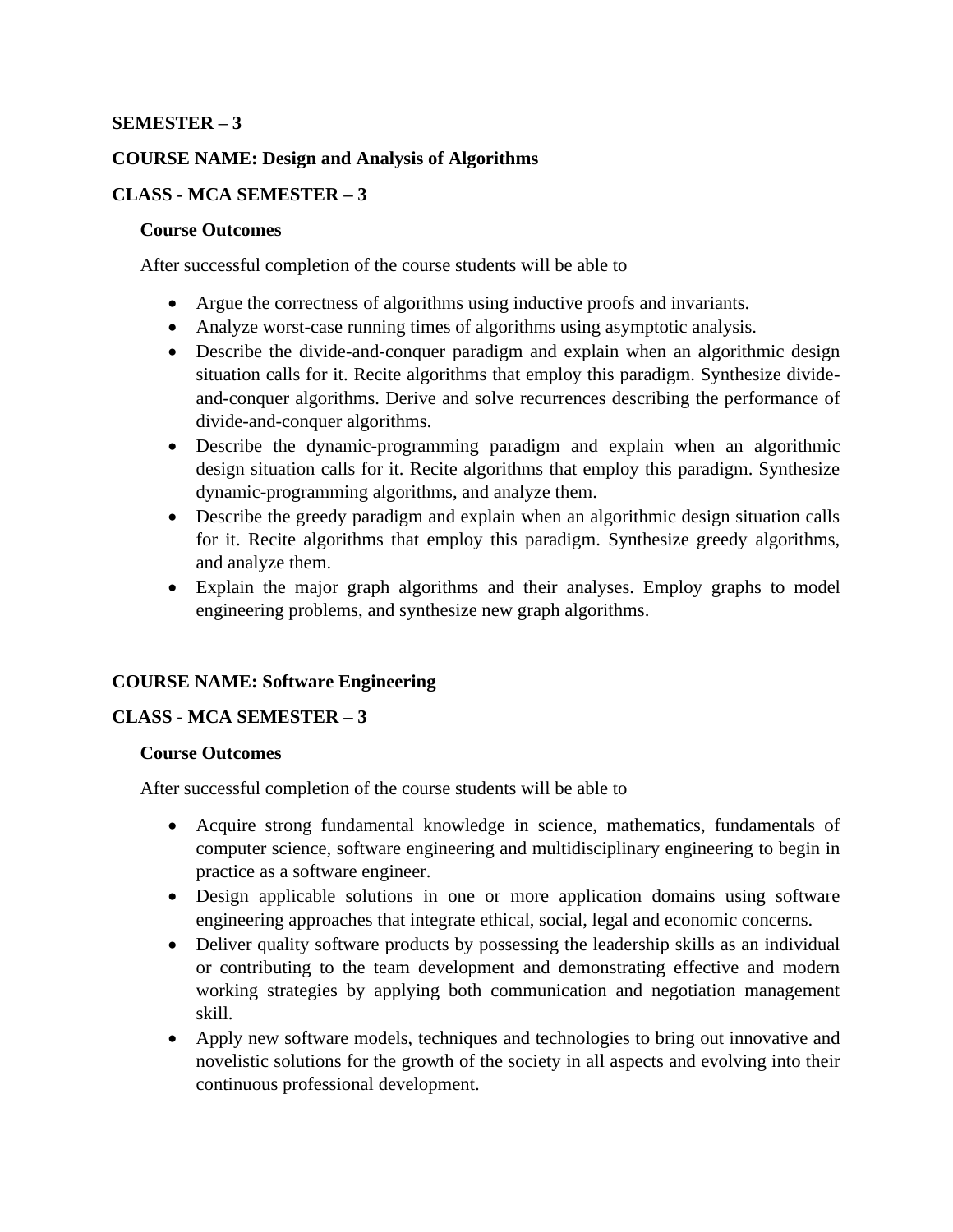**SEMESTER – 3**

**COURSE NAME: Design and Analysis of Algorithms**

**CLASS - MCA SEMESTER – 3**

**Course Outcomes**

After successful completion of the course students will be able to

- Argue the correctness of algorithms using inductive proofs and invariants.
- Analyze worst-case running times of algorithms using asymptotic analysis.
- Describe the divide-and-conquer paradigm and explain when an algorithmic design situation calls for it. Recite algorithms that employ this paradigm. Synthesize divide-and-conquer algorithms. Derive and solve recurrences describing the performance of divide-and-conquer algorithms.
- Describe the dynamic-programming paradigm and explain when an algorithmic design situation calls for it. Recite algorithms that employ this paradigm. Synthesize dynamic-programming algorithms, and analyze them.
- Describe the greedy paradigm and explain when an algorithmic design situation calls for it. Recite algorithms that employ this paradigm. Synthesize greedy algorithms, and analyze them.
- Explain the major graph algorithms and their analyses. Employ graphs to model engineering problems, and synthesize new graph algorithms.

**COURSE NAME: Software Engineering**

**CLASS - MCA SEMESTER – 3**

**Course Outcomes**

After successful completion of the course students will be able to

- Acquire strong fundamental knowledge in science, mathematics, fundamentals of computer science, software engineering and multidisciplinary engineering to begin in practice as a software engineer.
- Design applicable solutions in one or more application domains using software engineering approaches that integrate ethical, social, legal and economic concerns.
- Deliver quality software products by possessing the leadership skills as an individual or contributing to the team development and demonstrating effective and modern working strategies by applying both communication and negotiation management skill.
- Apply new software models, techniques and technologies to bring out innovative and novelistic solutions for the growth of the society in all aspects and evolving into their continuous professional development.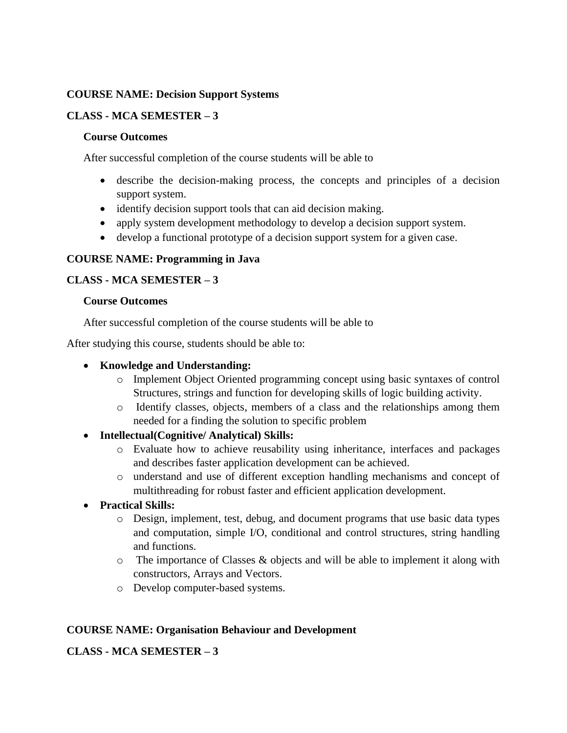**COURSE NAME: Decision Support Systems**

**CLASS - MCA SEMESTER – 3**

**Course Outcomes**

After successful completion of the course students will be able to

- describe the decision-making process, the concepts and principles of a decision support system.
- identify decision support tools that can aid decision making.
- apply system development methodology to develop a decision support system.
- develop a functional prototype of a decision support system for a given case.

**COURSE NAME: Programming in Java**

**CLASS - MCA SEMESTER – 3**

**Course Outcomes**

After successful completion of the course students will be able to

After studying this course, students should be able to:

- **Knowledge and Understanding:**
  - Implement Object Oriented programming concept using basic syntaxes of control Structures, strings and function for developing skills of logic building activity.
  - Identify classes, objects, members of a class and the relationships among them needed for a finding the solution to specific problem
- **Intellectual(Cognitive/ Analytical) Skills:**
  - Evaluate how to achieve reusability using inheritance, interfaces and packages and describes faster application development can be achieved.
  - understand and use of different exception handling mechanisms and concept of multithreading for robust faster and efficient application development.
- **Practical Skills:**
  - Design, implement, test, debug, and document programs that use basic data types and computation, simple I/O, conditional and control structures, string handling and functions.
  - The importance of Classes & objects and will be able to implement it along with constructors, Arrays and Vectors.
  - Develop computer-based systems.

**COURSE NAME: Organisation Behaviour and Development**

**CLASS - MCA SEMESTER – 3**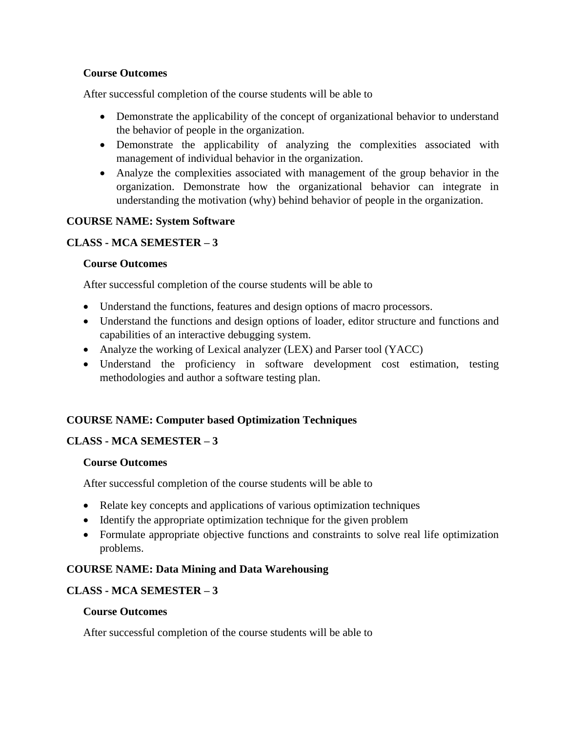**Course Outcomes**

After successful completion of the course students will be able to

- Demonstrate the applicability of the concept of organizational behavior to understand the behavior of people in the organization.
- Demonstrate the applicability of analyzing the complexities associated with management of individual behavior in the organization.
- Analyze the complexities associated with management of the group behavior in the organization. Demonstrate how the organizational behavior can integrate in understanding the motivation (why) behind behavior of people in the organization.

**COURSE NAME: System Software**

**CLASS - MCA SEMESTER – 3**

**Course Outcomes**

After successful completion of the course students will be able to

- Understand the functions, features and design options of macro processors.
- Understand the functions and design options of loader, editor structure and functions and capabilities of an interactive debugging system.
- Analyze the working of Lexical analyzer (LEX) and Parser tool (YACC)
- Understand the proficiency in software development cost estimation, testing methodologies and author a software testing plan.

**COURSE NAME: Computer based Optimization Techniques**

**CLASS - MCA SEMESTER – 3**

**Course Outcomes**

After successful completion of the course students will be able to

- Relate key concepts and applications of various optimization techniques
- Identify the appropriate optimization technique for the given problem
- Formulate appropriate objective functions and constraints to solve real life optimization problems.

**COURSE NAME: Data Mining and Data Warehousing**

**CLASS - MCA SEMESTER – 3**

**Course Outcomes**

After successful completion of the course students will be able to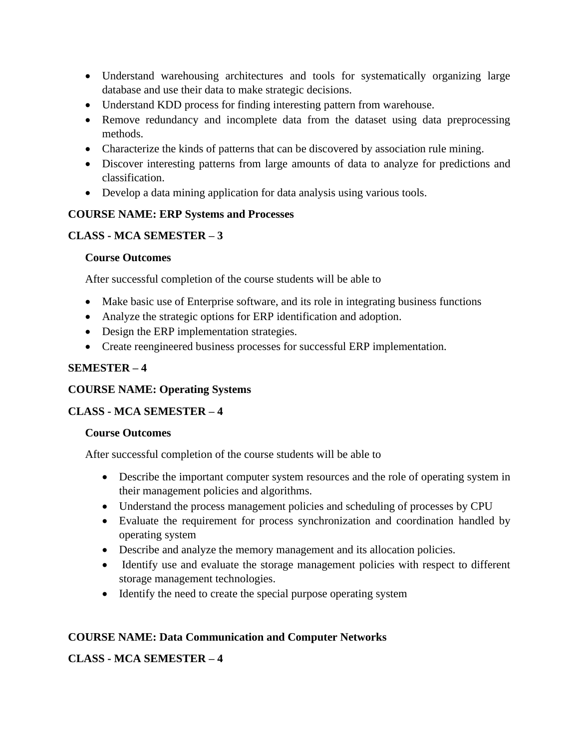- Understand warehousing architectures and tools for systematically organizing large database and use their data to make strategic decisions.
- Understand KDD process for finding interesting pattern from warehouse.
- Remove redundancy and incomplete data from the dataset using data preprocessing methods.
- Characterize the kinds of patterns that can be discovered by association rule mining.
- Discover interesting patterns from large amounts of data to analyze for predictions and classification.
- Develop a data mining application for data analysis using various tools.

**COURSE NAME: ERP Systems and Processes**

**CLASS - MCA SEMESTER – 3**

**Course Outcomes**

After successful completion of the course students will be able to

- Make basic use of Enterprise software, and its role in integrating business functions
- Analyze the strategic options for ERP identification and adoption.
- Design the ERP implementation strategies.
- Create reengineered business processes for successful ERP implementation.

**SEMESTER – 4**

**COURSE NAME: Operating Systems**

**CLASS - MCA SEMESTER – 4**

**Course Outcomes**

After successful completion of the course students will be able to

- Describe the important computer system resources and the role of operating system in their management policies and algorithms.
- Understand the process management policies and scheduling of processes by CPU
- Evaluate the requirement for process synchronization and coordination handled by operating system
- Describe and analyze the memory management and its allocation policies.
- Identify use and evaluate the storage management policies with respect to different storage management technologies.
- Identify the need to create the special purpose operating system

**COURSE NAME: Data Communication and Computer Networks**

**CLASS - MCA SEMESTER – 4**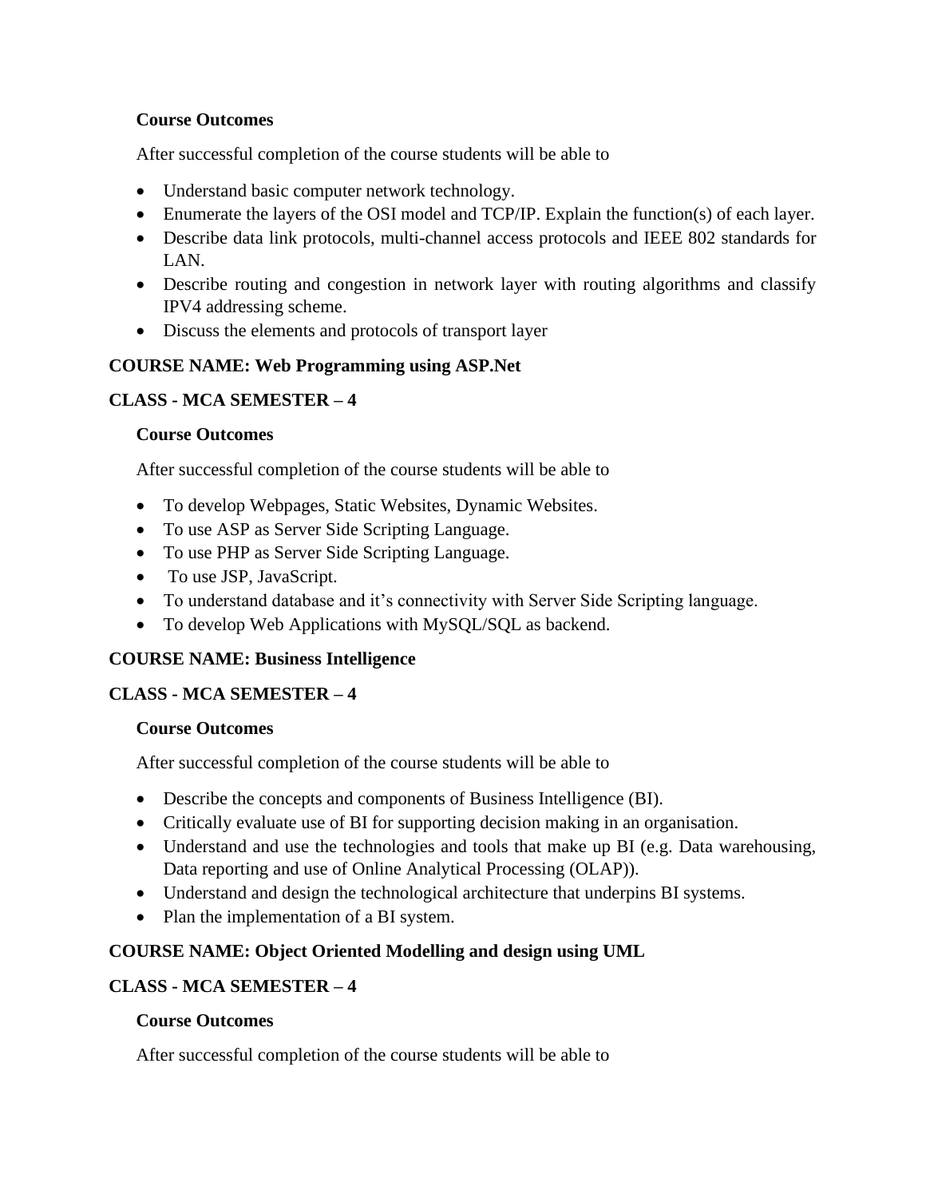**Course Outcomes**

After successful completion of the course students will be able to

- Understand basic computer network technology.
- Enumerate the layers of the OSI model and TCP/IP. Explain the function(s) of each layer.
- Describe data link protocols, multi-channel access protocols and IEEE 802 standards for LAN.
- Describe routing and congestion in network layer with routing algorithms and classify IPV4 addressing scheme.
- Discuss the elements and protocols of transport layer

**COURSE NAME: Web Programming using ASP.Net**

**CLASS - MCA SEMESTER – 4**

**Course Outcomes**

After successful completion of the course students will be able to

- To develop Webpages, Static Websites, Dynamic Websites.
- To use ASP as Server Side Scripting Language.
- To use PHP as Server Side Scripting Language.
- To use JSP, JavaScript.
- To understand database and it's connectivity with Server Side Scripting language.
- To develop Web Applications with MySQL/SQL as backend.

**COURSE NAME: Business Intelligence**

**CLASS - MCA SEMESTER – 4**

**Course Outcomes**

After successful completion of the course students will be able to

- Describe the concepts and components of Business Intelligence (BI).
- Critically evaluate use of BI for supporting decision making in an organisation.
- Understand and use the technologies and tools that make up BI (e.g. Data warehousing, Data reporting and use of Online Analytical Processing (OLAP)).
- Understand and design the technological architecture that underpins BI systems.
- Plan the implementation of a BI system.

**COURSE NAME: Object Oriented Modelling and design using UML**

**CLASS - MCA SEMESTER – 4**

**Course Outcomes**

After successful completion of the course students will be able to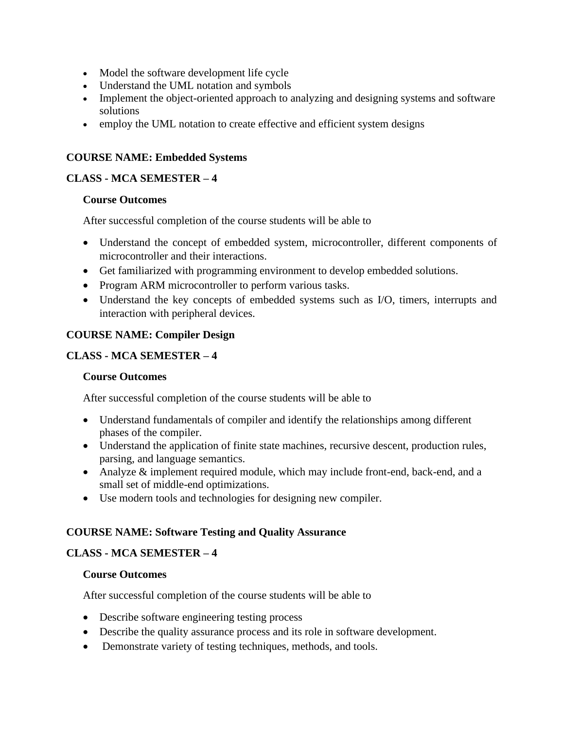- Model the software development life cycle
- Understand the UML notation and symbols
- Implement the object-oriented approach to analyzing and designing systems and software solutions
- employ the UML notation to create effective and efficient system designs

**COURSE NAME: Embedded Systems**

**CLASS - MCA SEMESTER – 4**

**Course Outcomes**

After successful completion of the course students will be able to

- Understand the concept of embedded system, microcontroller, different components of microcontroller and their interactions.
- Get familiarized with programming environment to develop embedded solutions.
- Program ARM microcontroller to perform various tasks.
- Understand the key concepts of embedded systems such as I/O, timers, interrupts and interaction with peripheral devices.

**COURSE NAME: Compiler Design**

**CLASS - MCA SEMESTER – 4**

**Course Outcomes**

After successful completion of the course students will be able to

- Understand fundamentals of compiler and identify the relationships among different phases of the compiler.
- Understand the application of finite state machines, recursive descent, production rules, parsing, and language semantics.
- Analyze & implement required module, which may include front-end, back-end, and a small set of middle-end optimizations.
- Use modern tools and technologies for designing new compiler.

**COURSE NAME: Software Testing and Quality Assurance**

**CLASS - MCA SEMESTER – 4**

**Course Outcomes**

After successful completion of the course students will be able to

- Describe software engineering testing process
- Describe the quality assurance process and its role in software development.
- Demonstrate variety of testing techniques, methods, and tools.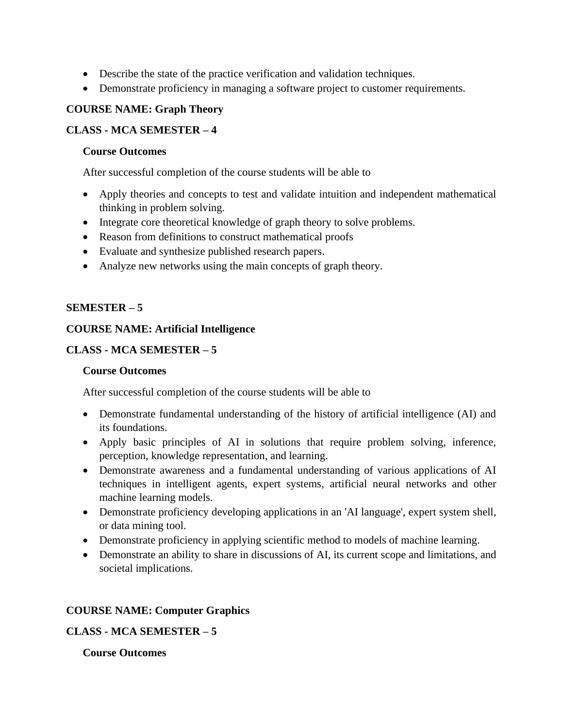- Describe the state of the practice verification and validation techniques.
- Demonstrate proficiency in managing a software project to customer requirements.

**COURSE NAME: Graph Theory**

**CLASS - MCA SEMESTER – 4**

**Course Outcomes**

After successful completion of the course students will be able to

- Apply theories and concepts to test and validate intuition and independent mathematical thinking in problem solving.
- Integrate core theoretical knowledge of graph theory to solve problems.
- Reason from definitions to construct mathematical proofs
- Evaluate and synthesize published research papers.
- Analyze new networks using the main concepts of graph theory.

**SEMESTER – 5**

**COURSE NAME: Artificial Intelligence**

**CLASS - MCA SEMESTER – 5**

**Course Outcomes**

After successful completion of the course students will be able to

- Demonstrate fundamental understanding of the history of artificial intelligence (AI) and its foundations.
- Apply basic principles of AI in solutions that require problem solving, inference, perception, knowledge representation, and learning.
- Demonstrate awareness and a fundamental understanding of various applications of AI techniques in intelligent agents, expert systems, artificial neural networks and other machine learning models.
- Demonstrate proficiency developing applications in an 'AI language', expert system shell, or data mining tool.
- Demonstrate proficiency in applying scientific method to models of machine learning.
- Demonstrate an ability to share in discussions of AI, its current scope and limitations, and societal implications.

**COURSE NAME: Computer Graphics**

**CLASS - MCA SEMESTER – 5**

**Course Outcomes**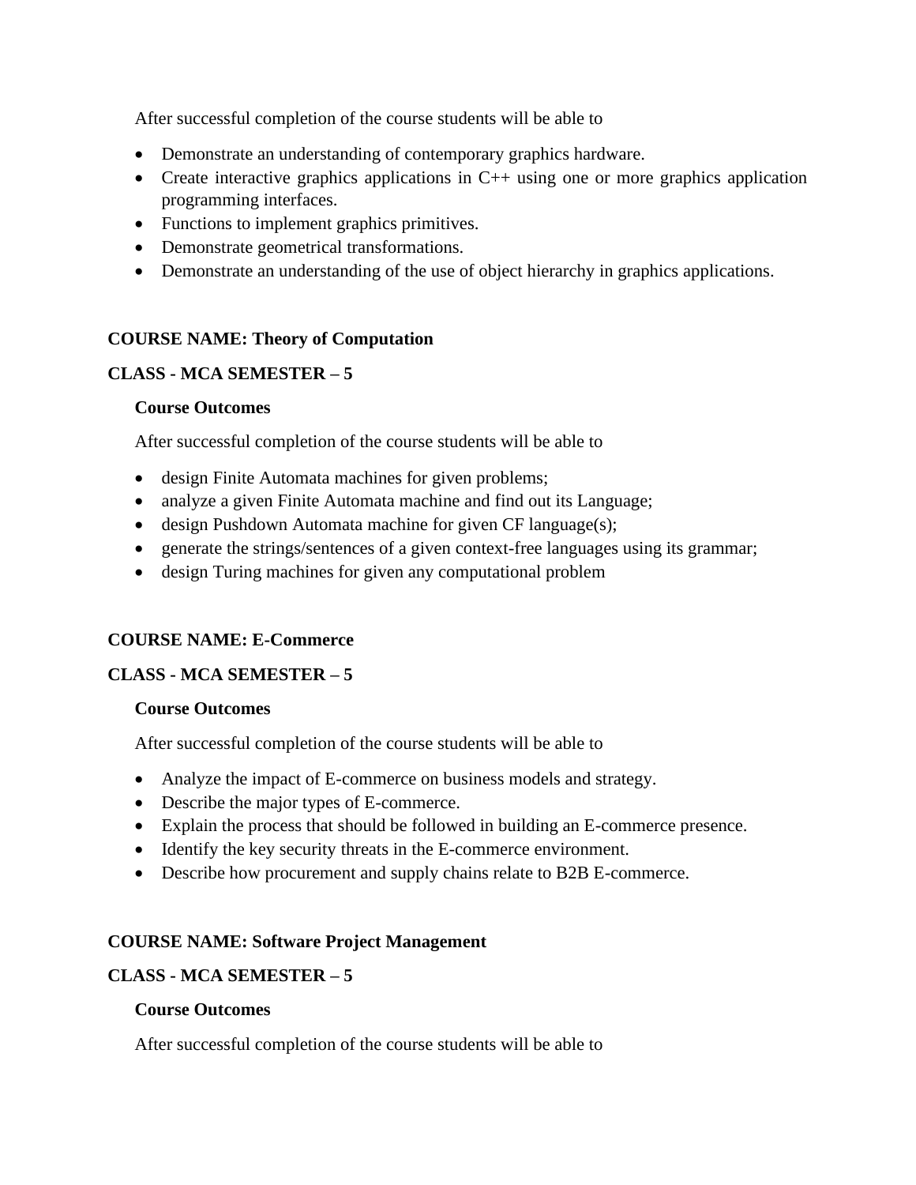After successful completion of the course students will be able to

- Demonstrate an understanding of contemporary graphics hardware.
- Create interactive graphics applications in C++ using one or more graphics application programming interfaces.
- Functions to implement graphics primitives.
- Demonstrate geometrical transformations.
- Demonstrate an understanding of the use of object hierarchy in graphics applications.

**COURSE NAME: Theory of Computation**

**CLASS - MCA SEMESTER – 5**

**Course Outcomes**

After successful completion of the course students will be able to

- design Finite Automata machines for given problems;
- analyze a given Finite Automata machine and find out its Language;
- design Pushdown Automata machine for given CF language(s);
- generate the strings/sentences of a given context-free languages using its grammar;
- design Turing machines for given any computational problem

**COURSE NAME: E-Commerce**

**CLASS - MCA SEMESTER – 5**

**Course Outcomes**

After successful completion of the course students will be able to

- Analyze the impact of E-commerce on business models and strategy.
- Describe the major types of E-commerce.
- Explain the process that should be followed in building an E-commerce presence.
- Identify the key security threats in the E-commerce environment.
- Describe how procurement and supply chains relate to B2B E-commerce.

**COURSE NAME: Software Project Management**

**CLASS - MCA SEMESTER – 5**

**Course Outcomes**

After successful completion of the course students will be able to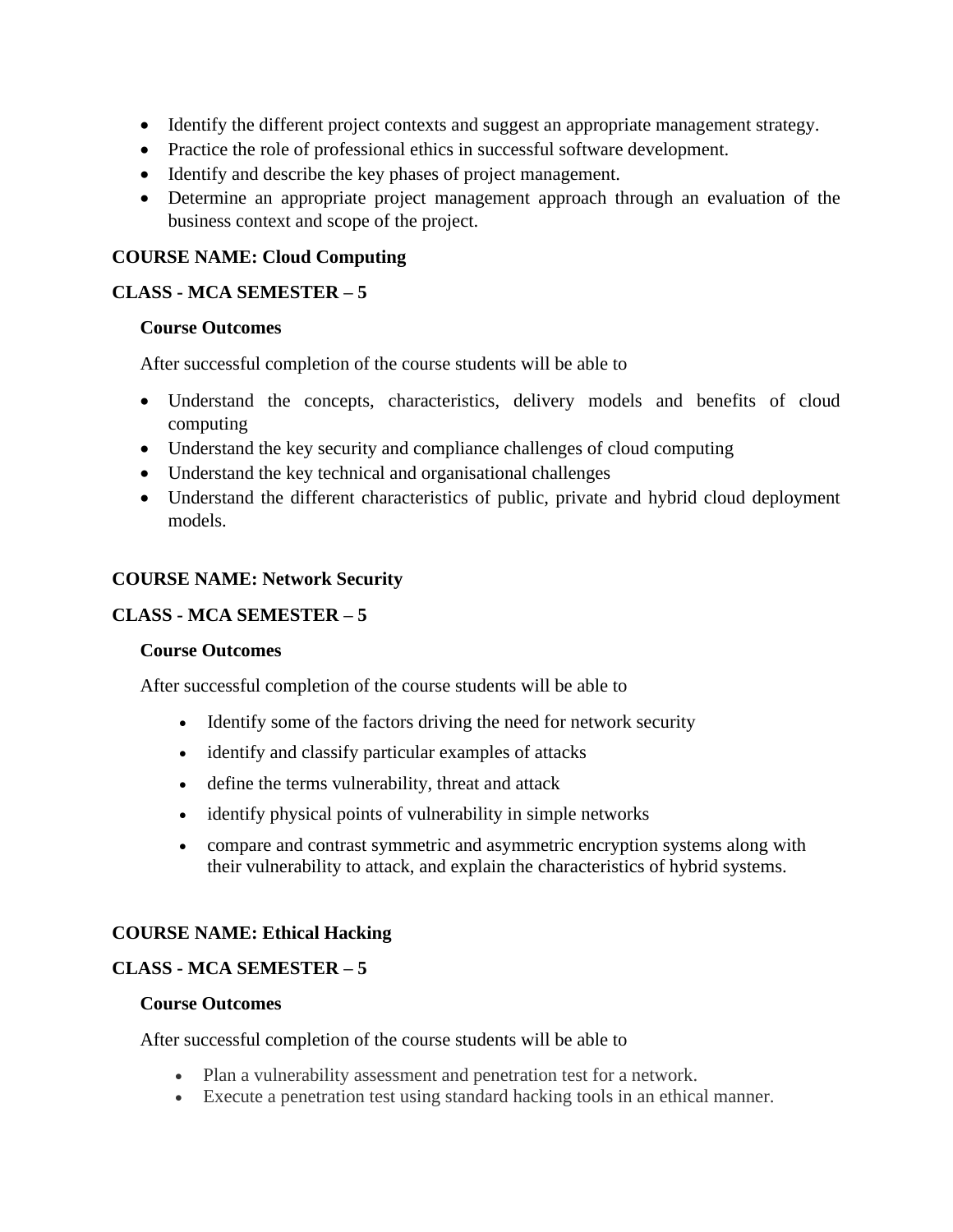- Identify the different project contexts and suggest an appropriate management strategy.
- Practice the role of professional ethics in successful software development.
- Identify and describe the key phases of project management.
- Determine an appropriate project management approach through an evaluation of the business context and scope of the project.

**COURSE NAME: Cloud Computing**

**CLASS - MCA SEMESTER – 5**

**Course Outcomes**

After successful completion of the course students will be able to

- Understand the concepts, characteristics, delivery models and benefits of cloud computing
- Understand the key security and compliance challenges of cloud computing
- Understand the key technical and organisational challenges
- Understand the different characteristics of public, private and hybrid cloud deployment models.

**COURSE NAME: Network Security**

**CLASS - MCA SEMESTER – 5**

**Course Outcomes**

After successful completion of the course students will be able to

- Identify some of the factors driving the need for network security
- identify and classify particular examples of attacks
- define the terms vulnerability, threat and attack
- identify physical points of vulnerability in simple networks
- compare and contrast symmetric and asymmetric encryption systems along with their vulnerability to attack, and explain the characteristics of hybrid systems.

**COURSE NAME: Ethical Hacking**

**CLASS - MCA SEMESTER – 5**

**Course Outcomes**

After successful completion of the course students will be able to

- Plan a vulnerability assessment and penetration test for a network.
- Execute a penetration test using standard hacking tools in an ethical manner.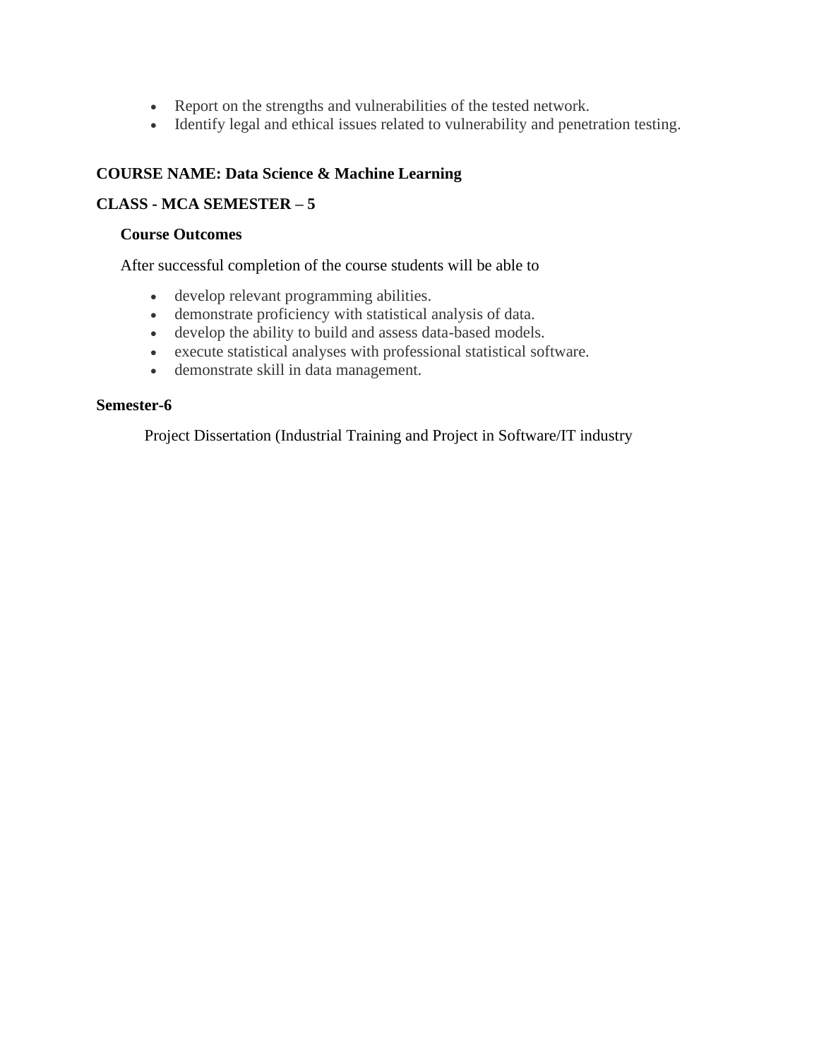- Report on the strengths and vulnerabilities of the tested network.
- Identify legal and ethical issues related to vulnerability and penetration testing.

**COURSE NAME: Data Science & Machine Learning**

**CLASS - MCA SEMESTER – 5**

**Course Outcomes**

After successful completion of the course students will be able to

- develop relevant programming abilities.
- demonstrate proficiency with statistical analysis of data.
- develop the ability to build and assess data-based models.
- execute statistical analyses with professional statistical software.
- demonstrate skill in data management.

**Semester-6**

Project Dissertation (Industrial Training and Project in Software/IT industry